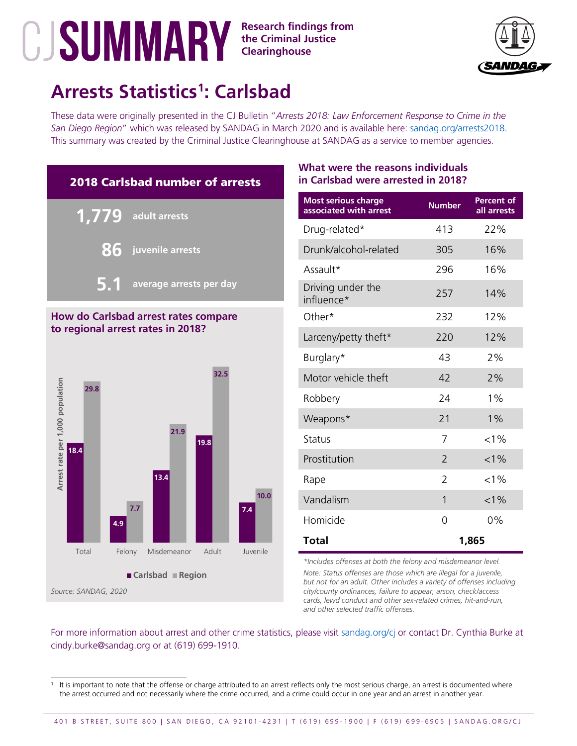# CJ SUMMARY

**Research findings from the Criminal Justice Clearinghouse**

SANDAG

## Arrests Statistics[1]: Carlsbad

These data were originally presented in the CJ Bulletin "*Arrests 2018: Law Enforcement Response to Crime in the San Diego Region*" which was released by SANDAG in March 2020 and is available here: sandag.org/arrests2018. This summary was created by the Criminal Justice Clearinghouse at SANDAG as a service to member agencies.

### 2018 Carlsbad number of arrests

**1,779** adult arrests

**86** juvenile arrests

**5.1** average arrests per day

### How do Carlsbad arrest rates compare to regional arrest rates in 2018?

Arrest rate per 1,000 population

| | Carlsbad | Region |
|---|---|---|
| Total | 18.4 | 29.8 |
| Felony | 4.9 | 7.7 |
| Misdemeanor | 13.4 | 21.9 |
| Adult | 19.8 | 32.5 |
| Juvenile | 7.4 | 10.0 |

*Source: SANDAG, 2020*

### What were the reasons individuals in Carlsbad were arrested in 2018?

| Most serious charge associated with arrest | Number | Percent of all arrests |
|---|---|---|
| Drug-related* | 413 | 22% |
| Drunk/alcohol-related | 305 | 16% |
| Assault* | 296 | 16% |
| Driving under the influence* | 257 | 14% |
| Other* | 232 | 12% |
| Larceny/petty theft* | 220 | 12% |
| Burglary* | 43 | 2% |
| Motor vehicle theft | 42 | 2% |
| Robbery | 24 | 1% |
| Weapons* | 21 | 1% |
| Status | 7 | <1% |
| Prostitution | 2 | <1% |
| Rape | 2 | <1% |
| Vandalism | 1 | <1% |
| Homicide | 0 | 0% |
| **Total** | **1,865** | |

*\*Includes offenses at both the felony and misdemeanor level.*

*Note: Status offenses are those which are illegal for a juvenile, but not for an adult. Other includes a variety of offenses including city/county ordinances, failure to appear, arson, check/access cards, lewd conduct and other sex-related crimes, hit-and-run, and other selected traffic offenses.*

For more information about arrest and other crime statistics, please visit sandag.org/cj or contact Dr. Cynthia Burke at cindy.burke@sandag.org or at (619) 699-1910.

[1] It is important to note that the offense or charge attributed to an arrest reflects only the most serious charge, an arrest is documented where the arrest occurred and not necessarily where the crime occurred, and a crime could occur in one year and an arrest in another year.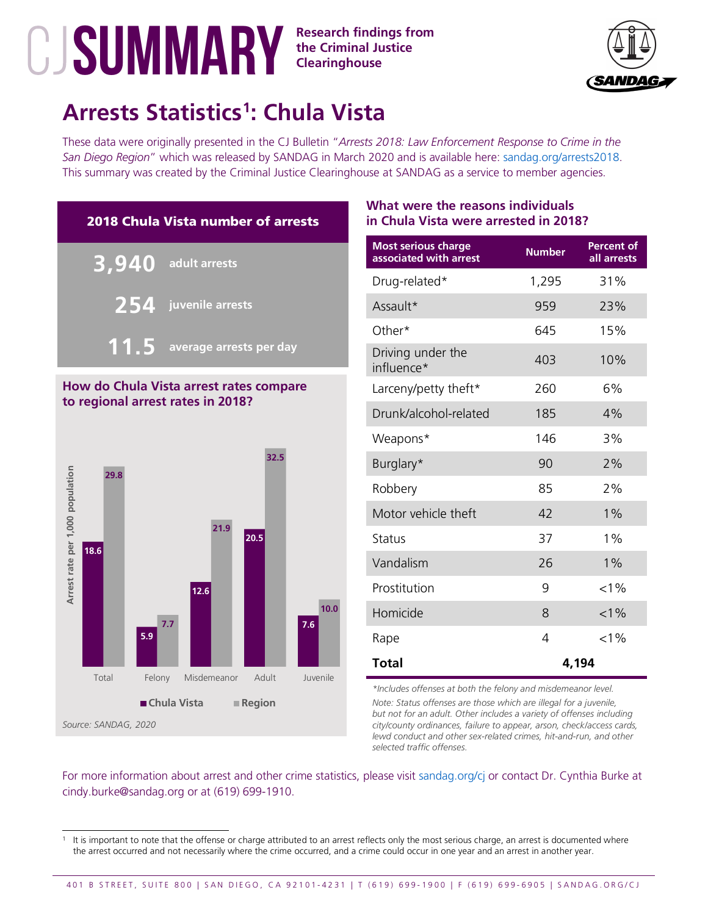# CJ SUMMARY

**Research findings from the Criminal Justice Clearinghouse**

SANDAG

## Arrests Statistics[1]: Chula Vista

These data were originally presented in the CJ Bulletin "*Arrests 2018: Law Enforcement Response to Crime in the San Diego Region*" which was released by SANDAG in March 2020 and is available here: sandag.org/arrests2018. This summary was created by the Criminal Justice Clearinghouse at SANDAG as a service to member agencies.

### 2018 Chula Vista number of arrests

**3,940** adult arrests

**254** juvenile arrests

**11.5** average arrests per day

### How do Chula Vista arrest rates compare to regional arrest rates in 2018?

Arrest rate per 1,000 population

| | Chula Vista | Region |
|---|---|---|
| Total | 18.6 | 29.8 |
| Felony | 5.9 | 7.7 |
| Misdemeanor | 12.6 | 21.9 |
| Adult | 20.5 | 32.5 |
| Juvenile | 7.6 | 10.0 |

*Source: SANDAG, 2020*

### What were the reasons individuals in Chula Vista were arrested in 2018?

| Most serious charge associated with arrest | Number | Percent of all arrests |
|---|---|---|
| Drug-related* | 1,295 | 31% |
| Assault* | 959 | 23% |
| Other* | 645 | 15% |
| Driving under the influence* | 403 | 10% |
| Larceny/petty theft* | 260 | 6% |
| Drunk/alcohol-related | 185 | 4% |
| Weapons* | 146 | 3% |
| Burglary* | 90 | 2% |
| Robbery | 85 | 2% |
| Motor vehicle theft | 42 | 1% |
| Status | 37 | 1% |
| Vandalism | 26 | 1% |
| Prostitution | 9 | <1% |
| Homicide | 8 | <1% |
| Rape | 4 | <1% |
| **Total** | **4,194** | |

*\*Includes offenses at both the felony and misdemeanor level.*

*Note: Status offenses are those which are illegal for a juvenile, but not for an adult. Other includes a variety of offenses including city/county ordinances, failure to appear, arson, check/access cards, lewd conduct and other sex-related crimes, hit-and-run, and other selected traffic offenses.*

For more information about arrest and other crime statistics, please visit sandag.org/cj or contact Dr. Cynthia Burke at cindy.burke@sandag.org or at (619) 699-1910.

[1] It is important to note that the offense or charge attributed to an arrest reflects only the most serious charge, an arrest is documented where the arrest occurred and not necessarily where the crime occurred, and a crime could occur in one year and an arrest in another year.

401 B STREET, SUITE 800 | SAN DIEGO, CA 92101-4231 | T (619) 699-1900 | F (619) 699-6905 | SANDAG.ORG/CJ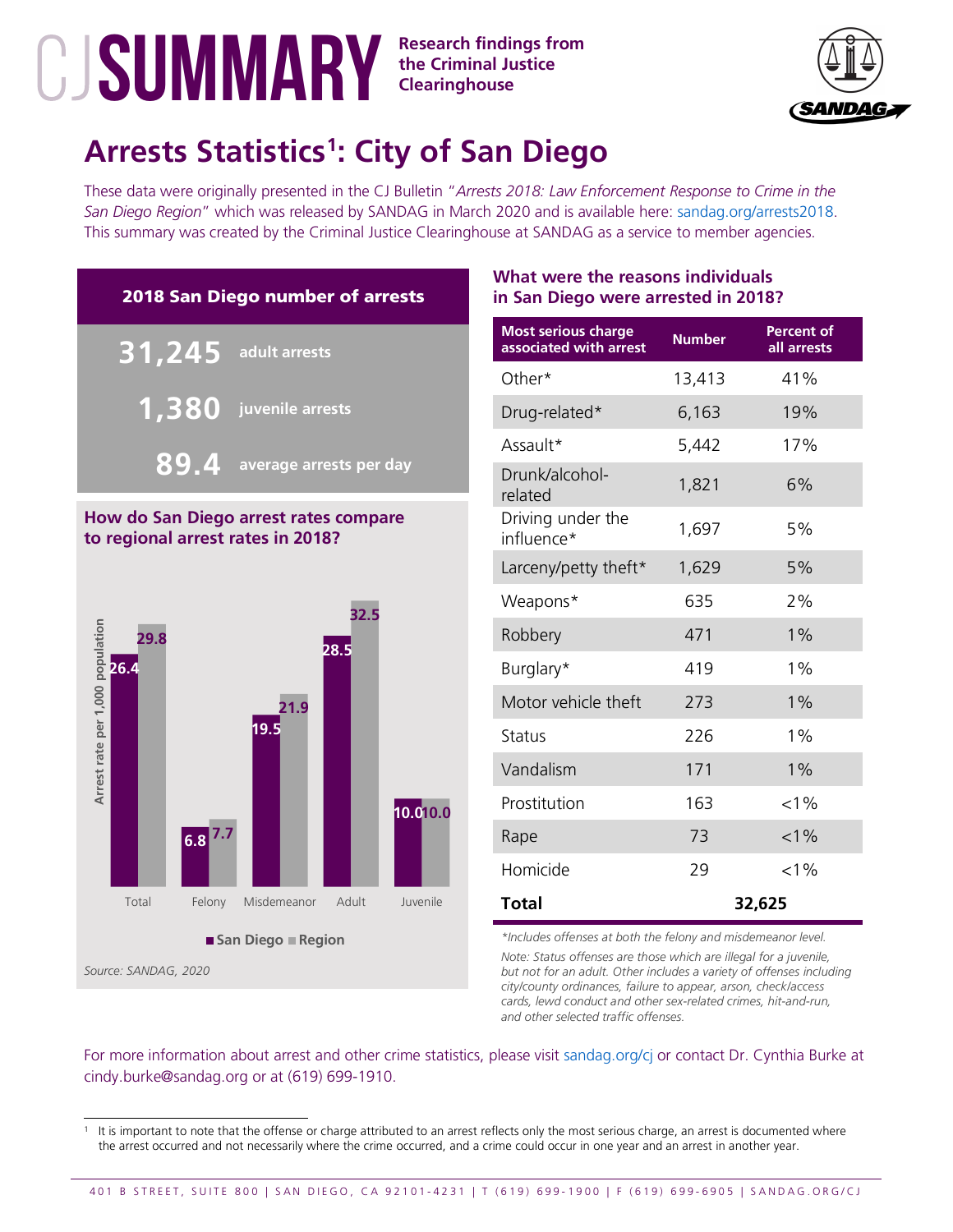# CJ SUMMARY

**Research findings from the Criminal Justice Clearinghouse**

SANDAG

## Arrests Statistics[1]: City of San Diego

These data were originally presented in the CJ Bulletin "*Arrests 2018: Law Enforcement Response to Crime in the San Diego Region*" which was released by SANDAG in March 2020 and is available here: sandag.org/arrests2018. This summary was created by the Criminal Justice Clearinghouse at SANDAG as a service to member agencies.

### 2018 San Diego number of arrests

**31,245** adult arrests

**1,380** juvenile arrests

**89.4** average arrests per day

### How do San Diego arrest rates compare to regional arrest rates in 2018?

Arrest rate per 1,000 population

| | San Diego | Region |
|---|---|---|
| Total | 26.4 | 29.8 |
| Felony | 6.8 | 7.7 |
| Misdemeanor | 19.5 | 21.9 |
| Adult | 28.5 | 32.5 |
| Juvenile | 10.0 | 10.0 |

Source: SANDAG, 2020

### What were the reasons individuals in San Diego were arrested in 2018?

| Most serious charge associated with arrest | Number | Percent of all arrests |
|---|---|---|
| Other* | 13,413 | 41% |
| Drug-related* | 6,163 | 19% |
| Assault* | 5,442 | 17% |
| Drunk/alcohol-related | 1,821 | 6% |
| Driving under the influence* | 1,697 | 5% |
| Larceny/petty theft* | 1,629 | 5% |
| Weapons* | 635 | 2% |
| Robbery | 471 | 1% |
| Burglary* | 419 | 1% |
| Motor vehicle theft | 273 | 1% |
| Status | 226 | 1% |
| Vandalism | 171 | 1% |
| Prostitution | 163 | <1% |
| Rape | 73 | <1% |
| Homicide | 29 | <1% |
| **Total** | **32,625** | |

*\*Includes offenses at both the felony and misdemeanor level.*

*Note: Status offenses are those which are illegal for a juvenile, but not for an adult. Other includes a variety of offenses including city/county ordinances, failure to appear, arson, check/access cards, lewd conduct and other sex-related crimes, hit-and-run, and other selected traffic offenses.*

For more information about arrest and other crime statistics, please visit sandag.org/cj or contact Dr. Cynthia Burke at cindy.burke@sandag.org or at (619) 699-1910.

[1] It is important to note that the offense or charge attributed to an arrest reflects only the most serious charge, an arrest is documented where the arrest occurred and not necessarily where the crime occurred, and a crime could occur in one year and an arrest in another year.

401 B STREET, SUITE 800 | SAN DIEGO, CA 92101-4231 | T (619) 699-1900 | F (619) 699-6905 | SANDAG.ORG/CJ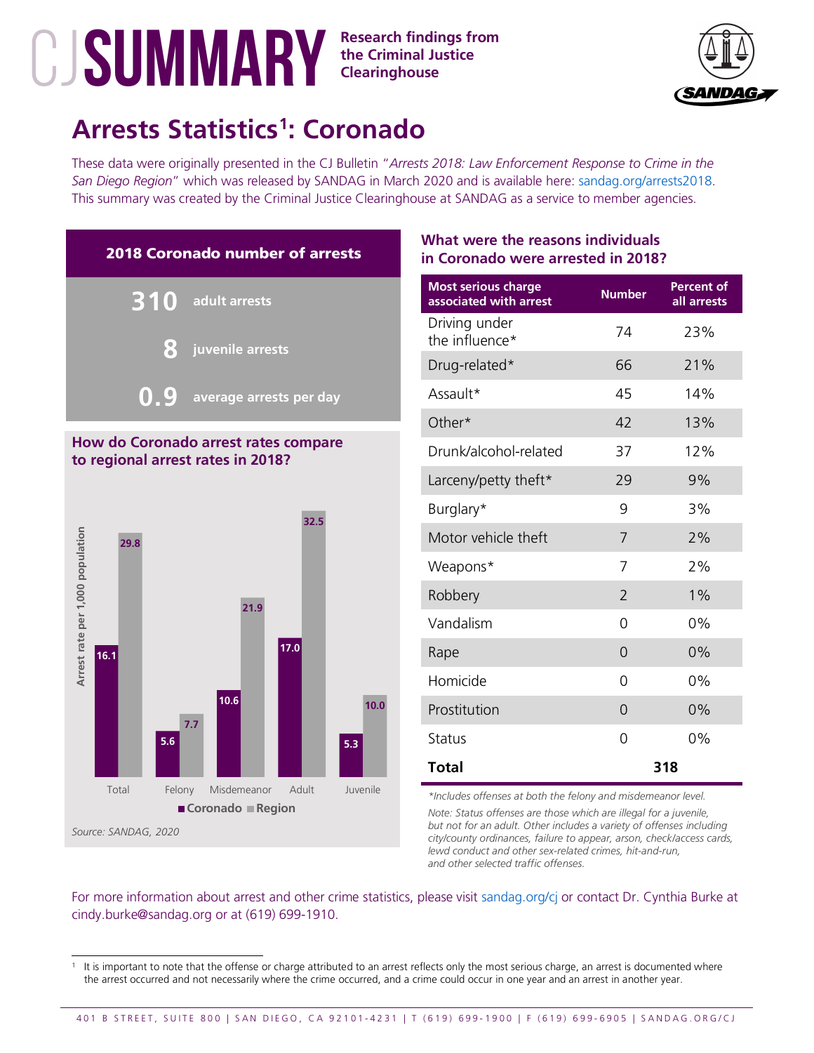# CJ SUMMARY

**Research findings from the Criminal Justice Clearinghouse**

SANDAG

## Arrests Statistics[1]: Coronado

These data were originally presented in the CJ Bulletin "*Arrests 2018: Law Enforcement Response to Crime in the San Diego Region*" which was released by SANDAG in March 2020 and is available here: sandag.org/arrests2018. This summary was created by the Criminal Justice Clearinghouse at SANDAG as a service to member agencies.

### 2018 Coronado number of arrests

**310** adult arrests

**8** juvenile arrests

**0.9** average arrests per day

### How do Coronado arrest rates compare to regional arrest rates in 2018?

Arrest rate per 1,000 population

| | Coronado | Region |
|---|---|---|
| Total | 16.1 | 29.8 |
| Felony | 5.6 | 7.7 |
| Misdemeanor | 10.6 | 21.9 |
| Adult | 17.0 | 32.5 |
| Juvenile | 5.3 | 10.0 |

*Source: SANDAG, 2020*

### What were the reasons individuals in Coronado were arrested in 2018?

| Most serious charge associated with arrest | Number | Percent of all arrests |
|---|---|---|
| Driving under the influence* | 74 | 23% |
| Drug-related* | 66 | 21% |
| Assault* | 45 | 14% |
| Other* | 42 | 13% |
| Drunk/alcohol-related | 37 | 12% |
| Larceny/petty theft* | 29 | 9% |
| Burglary* | 9 | 3% |
| Motor vehicle theft | 7 | 2% |
| Weapons* | 7 | 2% |
| Robbery | 2 | 1% |
| Vandalism | 0 | 0% |
| Rape | 0 | 0% |
| Homicide | 0 | 0% |
| Prostitution | 0 | 0% |
| Status | 0 | 0% |
| **Total** | **318** | |

*\*Includes offenses at both the felony and misdemeanor level.*

*Note: Status offenses are those which are illegal for a juvenile, but not for an adult. Other includes a variety of offenses including city/county ordinances, failure to appear, arson, check/access cards, lewd conduct and other sex-related crimes, hit-and-run, and other selected traffic offenses.*

For more information about arrest and other crime statistics, please visit sandag.org/cj or contact Dr. Cynthia Burke at cindy.burke@sandag.org or at (619) 699-1910.

[1] It is important to note that the offense or charge attributed to an arrest reflects only the most serious charge, an arrest is documented where the arrest occurred and not necessarily where the crime occurred, and a crime could occur in one year and an arrest in another year.

401 B STREET, SUITE 800 | SAN DIEGO, CA 92101-4231 | T (619) 699-1900 | F (619) 699-6905 | SANDAG.ORG/CJ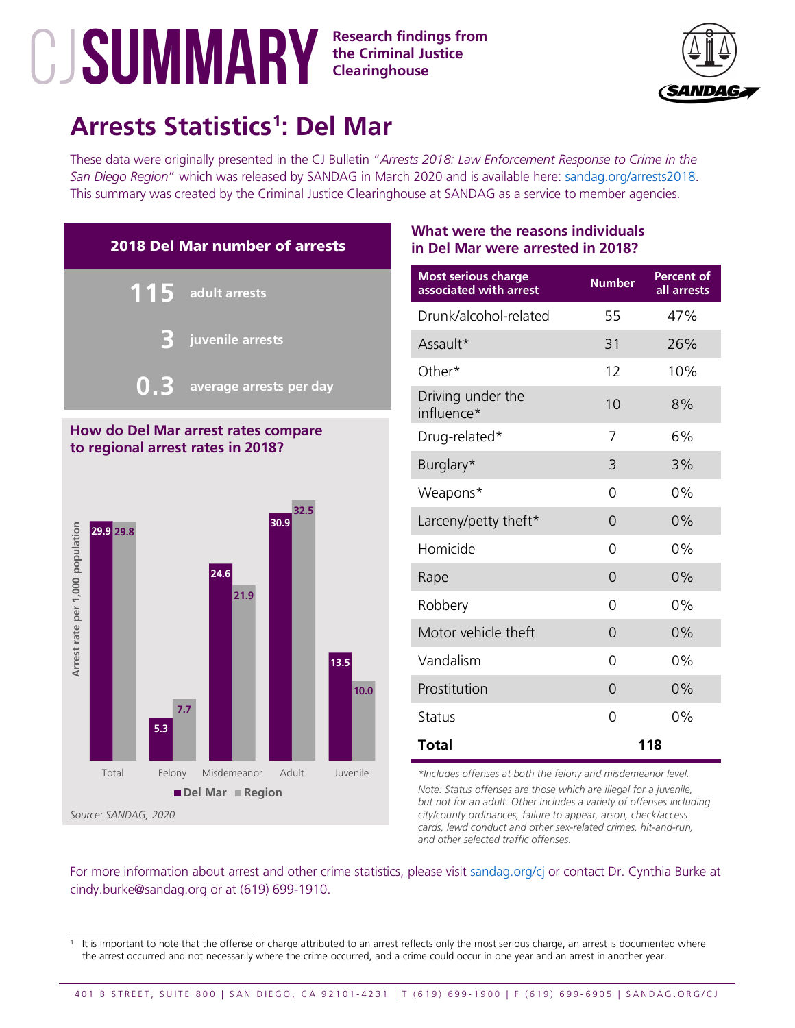# CJ SUMMARY

**Research findings from the Criminal Justice Clearinghouse**

## Arrests Statistics[1]: Del Mar

These data were originally presented in the CJ Bulletin "*Arrests 2018: Law Enforcement Response to Crime in the San Diego Region*" which was released by SANDAG in March 2020 and is available here: sandag.org/arrests2018. This summary was created by the Criminal Justice Clearinghouse at SANDAG as a service to member agencies.

### 2018 Del Mar number of arrests

**115** adult arrests

**3** juvenile arrests

**0.3** average arrests per day

### How do Del Mar arrest rates compare to regional arrest rates in 2018?

Arrest rate per 1,000 population

| | Del Mar | Region |
|---|---|---|
| Total | 29.9 | 29.8 |
| Felony | 5.3 | 7.7 |
| Misdemeanor | 24.6 | 21.9 |
| Adult | 30.9 | 32.5 |
| Juvenile | 13.5 | 10.0 |

*Source: SANDAG, 2020*

### What were the reasons individuals in Del Mar were arrested in 2018?

| Most serious charge associated with arrest | Number | Percent of all arrests |
|---|---|---|
| Drunk/alcohol-related | 55 | 47% |
| Assault* | 31 | 26% |
| Other* | 12 | 10% |
| Driving under the influence* | 10 | 8% |
| Drug-related* | 7 | 6% |
| Burglary* | 3 | 3% |
| Weapons* | 0 | 0% |
| Larceny/petty theft* | 0 | 0% |
| Homicide | 0 | 0% |
| Rape | 0 | 0% |
| Robbery | 0 | 0% |
| Motor vehicle theft | 0 | 0% |
| Vandalism | 0 | 0% |
| Prostitution | 0 | 0% |
| Status | 0 | 0% |
| **Total** | **118** | |

*\*Includes offenses at both the felony and misdemeanor level.*

*Note: Status offenses are those which are illegal for a juvenile, but not for an adult. Other includes a variety of offenses including city/county ordinances, failure to appear, arson, check/access cards, lewd conduct and other sex-related crimes, hit-and-run, and other selected traffic offenses.*

For more information about arrest and other crime statistics, please visit sandag.org/cj or contact Dr. Cynthia Burke at cindy.burke@sandag.org or at (619) 699-1910.

[1] It is important to note that the offense or charge attributed to an arrest reflects only the most serious charge, an arrest is documented where the arrest occurred and not necessarily where the crime occurred, and a crime could occur in one year and an arrest in another year.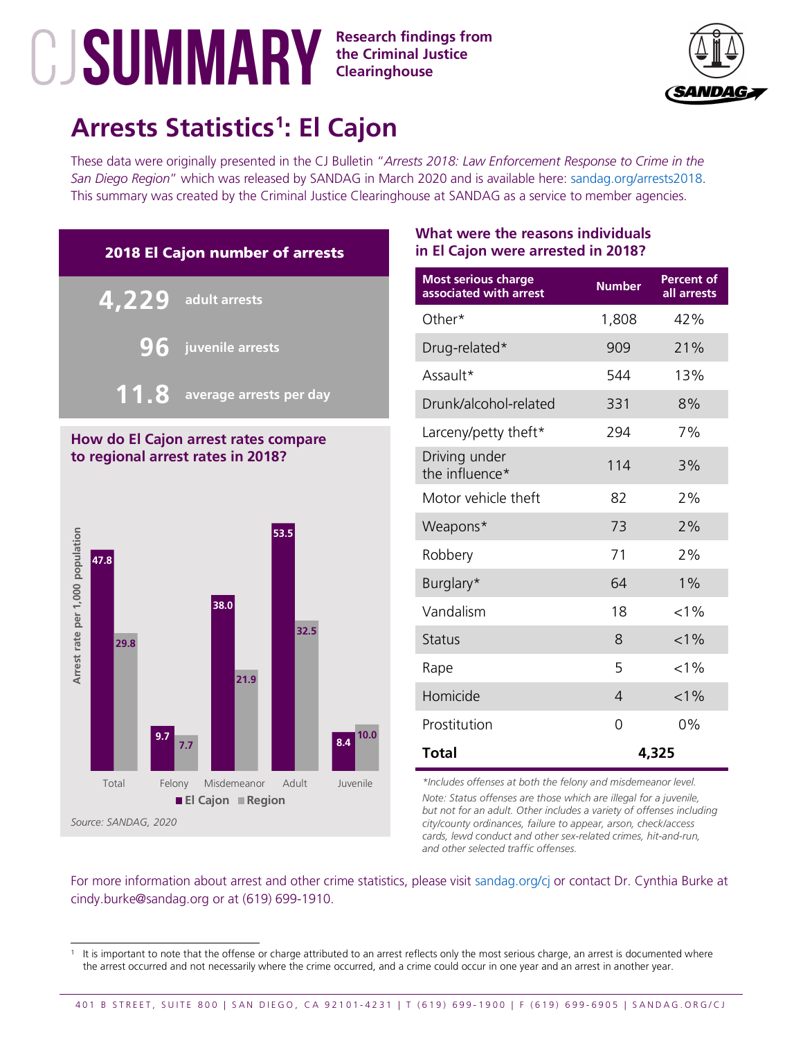# CJ SUMMARY

**Research findings from the Criminal Justice Clearinghouse**

## Arrests Statistics[1]: El Cajon

These data were originally presented in the CJ Bulletin "*Arrests 2018: Law Enforcement Response to Crime in the San Diego Region*" which was released by SANDAG in March 2020 and is available here: sandag.org/arrests2018. This summary was created by the Criminal Justice Clearinghouse at SANDAG as a service to member agencies.

### 2018 El Cajon number of arrests

**4,229** adult arrests

**96** juvenile arrests

**11.8** average arrests per day

### How do El Cajon arrest rates compare to regional arrest rates in 2018?

Arrest rate per 1,000 population

| | El Cajon | Region |
|---|---|---|
| Total | 47.8 | 29.8 |
| Felony | 9.7 | 7.7 |
| Misdemeanor | 38.0 | 21.9 |
| Adult | 53.5 | 32.5 |
| Juvenile | 8.4 | 10.0 |

*Source: SANDAG, 2020*

### What were the reasons individuals in El Cajon were arrested in 2018?

| Most serious charge associated with arrest | Number | Percent of all arrests |
|---|---|---|
| Other* | 1,808 | 42% |
| Drug-related* | 909 | 21% |
| Assault* | 544 | 13% |
| Drunk/alcohol-related | 331 | 8% |
| Larceny/petty theft* | 294 | 7% |
| Driving under the influence* | 114 | 3% |
| Motor vehicle theft | 82 | 2% |
| Weapons* | 73 | 2% |
| Robbery | 71 | 2% |
| Burglary* | 64 | 1% |
| Vandalism | 18 | <1% |
| Status | 8 | <1% |
| Rape | 5 | <1% |
| Homicide | 4 | <1% |
| Prostitution | 0 | 0% |
| **Total** | **4,325** | |

*\*Includes offenses at both the felony and misdemeanor level.*

*Note: Status offenses are those which are illegal for a juvenile, but not for an adult. Other includes a variety of offenses including city/county ordinances, failure to appear, arson, check/access cards, lewd conduct and other sex-related crimes, hit-and-run, and other selected traffic offenses.*

For more information about arrest and other crime statistics, please visit sandag.org/cj or contact Dr. Cynthia Burke at cindy.burke@sandag.org or at (619) 699-1910.

[1] It is important to note that the offense or charge attributed to an arrest reflects only the most serious charge, an arrest is documented where the arrest occurred and not necessarily where the crime occurred, and a crime could occur in one year and an arrest in another year.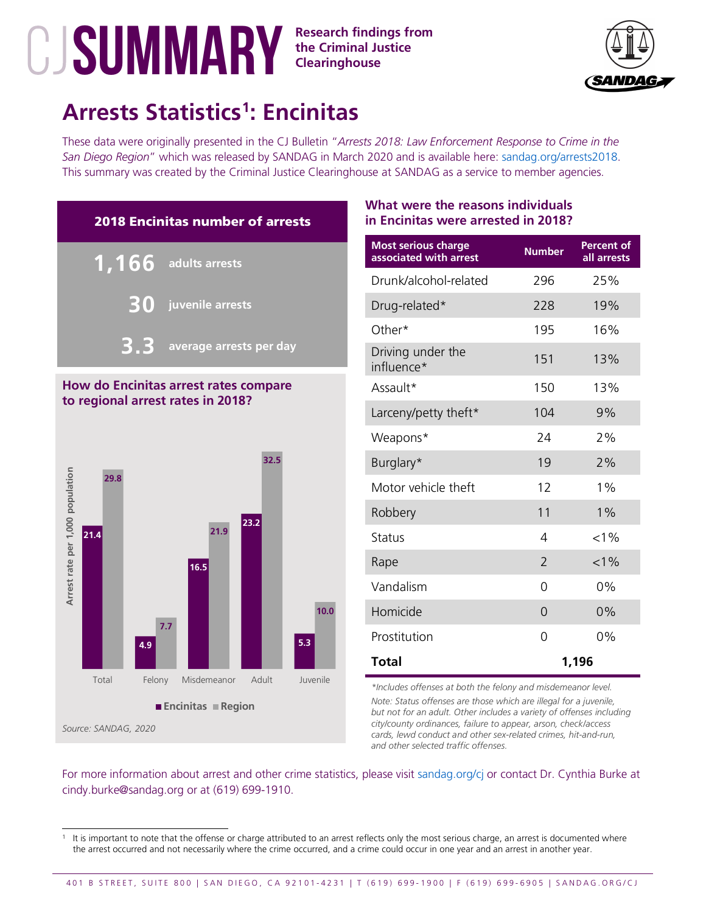# CJ SUMMARY

**Research findings from the Criminal Justice Clearinghouse**

## Arrests Statistics[1]: Encinitas

These data were originally presented in the CJ Bulletin "*Arrests 2018: Law Enforcement Response to Crime in the San Diego Region*" which was released by SANDAG in March 2020 and is available here: sandag.org/arrests2018. This summary was created by the Criminal Justice Clearinghouse at SANDAG as a service to member agencies.

### 2018 Encinitas number of arrests

**1,166** adults arrests

**30** juvenile arrests

**3.3** average arrests per day

### How do Encinitas arrest rates compare to regional arrest rates in 2018?

Arrest rate per 1,000 population

| | Encinitas | Region |
|---|---|---|
| Total | 21.4 | 29.8 |
| Felony | 4.9 | 7.7 |
| Misdemeanor | 16.5 | 21.9 |
| Adult | 23.2 | 32.5 |
| Juvenile | 5.3 | 10.0 |

*Source: SANDAG, 2020*

### What were the reasons individuals in Encinitas were arrested in 2018?

| Most serious charge associated with arrest | Number | Percent of all arrests |
|---|---|---|
| Drunk/alcohol-related | 296 | 25% |
| Drug-related* | 228 | 19% |
| Other* | 195 | 16% |
| Driving under the influence* | 151 | 13% |
| Assault* | 150 | 13% |
| Larceny/petty theft* | 104 | 9% |
| Weapons* | 24 | 2% |
| Burglary* | 19 | 2% |
| Motor vehicle theft | 12 | 1% |
| Robbery | 11 | 1% |
| Status | 4 | <1% |
| Rape | 2 | <1% |
| Vandalism | 0 | 0% |
| Homicide | 0 | 0% |
| Prostitution | 0 | 0% |
| **Total** | **1,196** | |

*\*Includes offenses at both the felony and misdemeanor level.*

*Note: Status offenses are those which are illegal for a juvenile, but not for an adult. Other includes a variety of offenses including city/county ordinances, failure to appear, arson, check/access cards, lewd conduct and other sex-related crimes, hit-and-run, and other selected traffic offenses.*

For more information about arrest and other crime statistics, please visit sandag.org/cj or contact Dr. Cynthia Burke at cindy.burke@sandag.org or at (619) 699-1910.

[1] It is important to note that the offense or charge attributed to an arrest reflects only the most serious charge, an arrest is documented where the arrest occurred and not necessarily where the crime occurred, and a crime could occur in one year and an arrest in another year.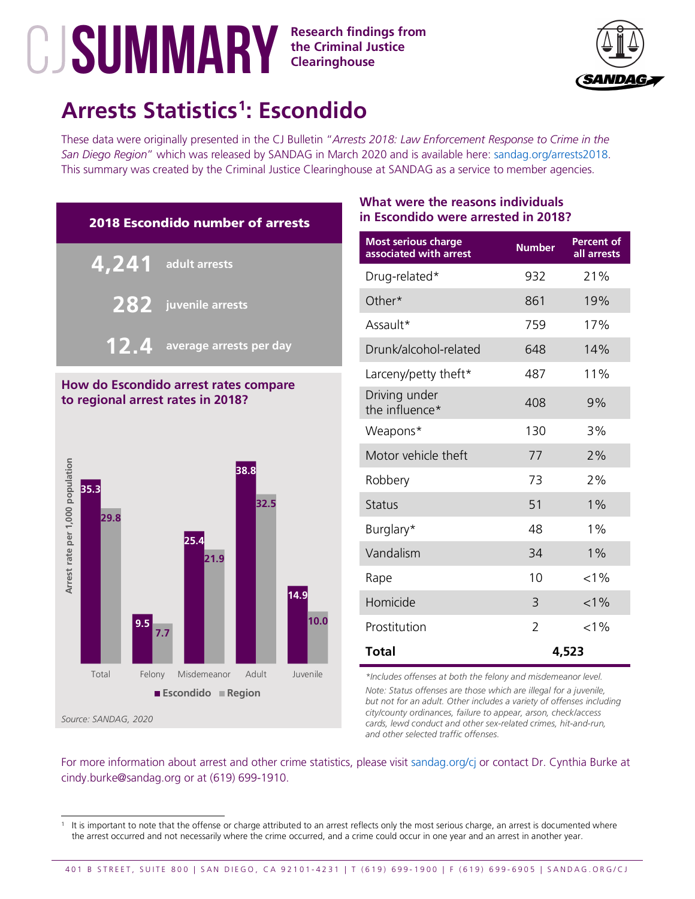# CJ SUMMARY

**Research findings from the Criminal Justice Clearinghouse**

SANDAG

## Arrests Statistics[1]: Escondido

These data were originally presented in the CJ Bulletin "*Arrests 2018: Law Enforcement Response to Crime in the San Diego Region*" which was released by SANDAG in March 2020 and is available here: sandag.org/arrests2018. This summary was created by the Criminal Justice Clearinghouse at SANDAG as a service to member agencies.

### 2018 Escondido number of arrests

- **4,241** adult arrests
- **282** juvenile arrests
- **12.4** average arrests per day

### How do Escondido arrest rates compare to regional arrest rates in 2018?

Arrest rate per 1,000 population

| | Escondido | Region |
|---|---|---|
| Total | 35.3 | 29.8 |
| Felony | 9.5 | 7.7 |
| Misdemeanor | 25.4 | 21.9 |
| Adult | 38.8 | 32.5 |
| Juvenile | 14.9 | 10.0 |

*Source: SANDAG, 2020*

### What were the reasons individuals in Escondido were arrested in 2018?

| Most serious charge associated with arrest | Number | Percent of all arrests |
|---|---|---|
| Drug-related* | 932 | 21% |
| Other* | 861 | 19% |
| Assault* | 759 | 17% |
| Drunk/alcohol-related | 648 | 14% |
| Larceny/petty theft* | 487 | 11% |
| Driving under the influence* | 408 | 9% |
| Weapons* | 130 | 3% |
| Motor vehicle theft | 77 | 2% |
| Robbery | 73 | 2% |
| Status | 51 | 1% |
| Burglary* | 48 | 1% |
| Vandalism | 34 | 1% |
| Rape | 10 | <1% |
| Homicide | 3 | <1% |
| Prostitution | 2 | <1% |
| **Total** | **4,523** | |

*\*Includes offenses at both the felony and misdemeanor level.*

*Note: Status offenses are those which are illegal for a juvenile, but not for an adult. Other includes a variety of offenses including city/county ordinances, failure to appear, arson, check/access cards, lewd conduct and other sex-related crimes, hit-and-run, and other selected traffic offenses.*

For more information about arrest and other crime statistics, please visit sandag.org/cj or contact Dr. Cynthia Burke at cindy.burke@sandag.org or at (619) 699-1910.

[1] It is important to note that the offense or charge attributed to an arrest reflects only the most serious charge, an arrest is documented where the arrest occurred and not necessarily where the crime occurred, and a crime could occur in one year and an arrest in another year.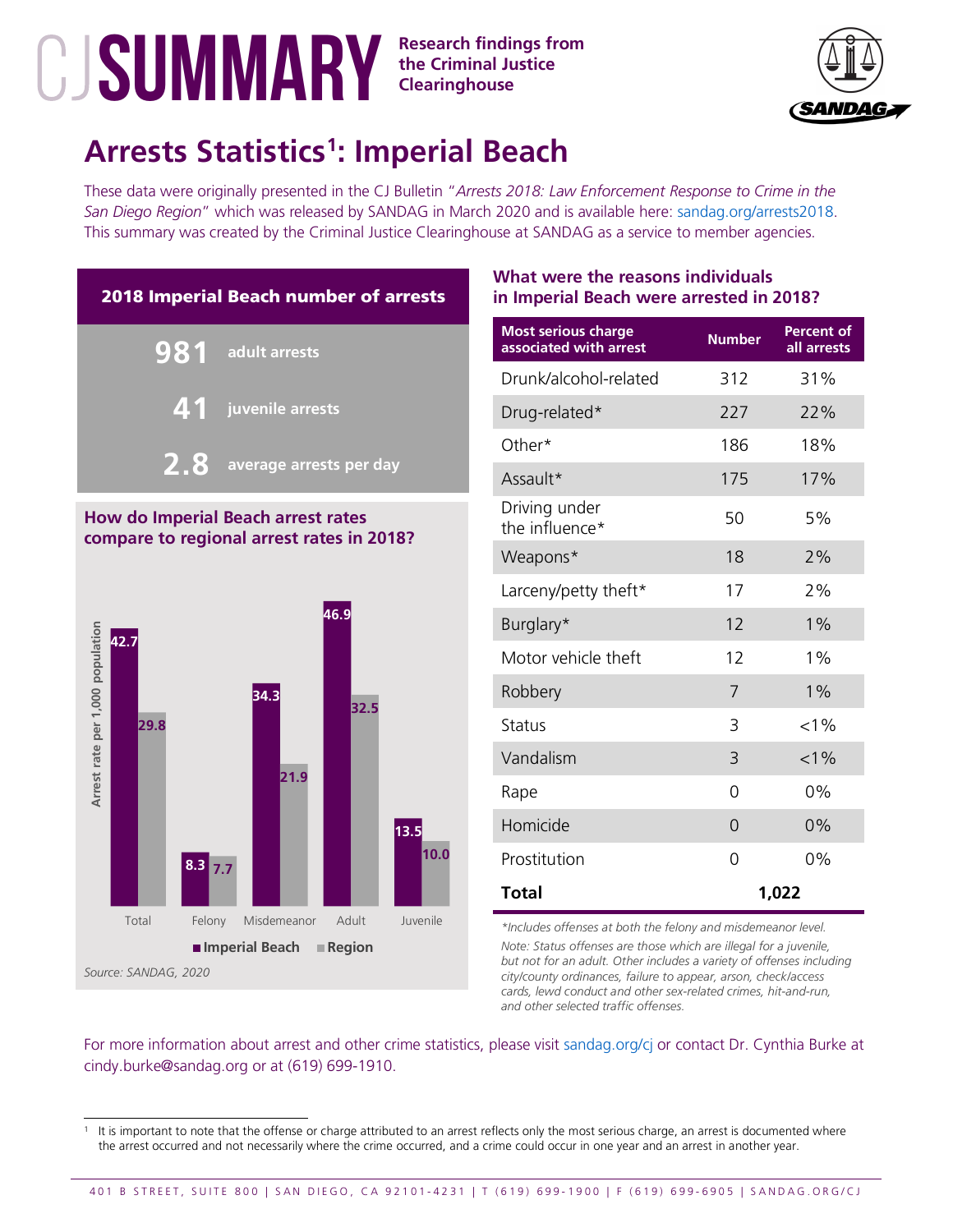# CJ SUMMARY

**Research findings from the Criminal Justice Clearinghouse**

SANDAG

## Arrests Statistics[1]: Imperial Beach

These data were originally presented in the CJ Bulletin "*Arrests 2018: Law Enforcement Response to Crime in the San Diego Region*" which was released by SANDAG in March 2020 and is available here: sandag.org/arrests2018. This summary was created by the Criminal Justice Clearinghouse at SANDAG as a service to member agencies.

### 2018 Imperial Beach number of arrests

- **981** adult arrests
- **41** juvenile arrests
- **2.8** average arrests per day

### How do Imperial Beach arrest rates compare to regional arrest rates in 2018?

Arrest rate per 1,000 population

| | Imperial Beach | Region |
|---|---|---|
| Total | 42.7 | 29.8 |
| Felony | 8.3 | 7.7 |
| Misdemeanor | 34.3 | 21.9 |
| Adult | 46.9 | 32.5 |
| Juvenile | 13.5 | 10.0 |

Source: SANDAG, 2020

### What were the reasons individuals in Imperial Beach were arrested in 2018?

| Most serious charge associated with arrest | Number | Percent of all arrests |
|---|---|---|
| Drunk/alcohol-related | 312 | 31% |
| Drug-related* | 227 | 22% |
| Other* | 186 | 18% |
| Assault* | 175 | 17% |
| Driving under the influence* | 50 | 5% |
| Weapons* | 18 | 2% |
| Larceny/petty theft* | 17 | 2% |
| Burglary* | 12 | 1% |
| Motor vehicle theft | 12 | 1% |
| Robbery | 7 | 1% |
| Status | 3 | <1% |
| Vandalism | 3 | <1% |
| Rape | 0 | 0% |
| Homicide | 0 | 0% |
| Prostitution | 0 | 0% |
| **Total** | **1,022** | |

*\*Includes offenses at both the felony and misdemeanor level.*

*Note: Status offenses are those which are illegal for a juvenile, but not for an adult. Other includes a variety of offenses including city/county ordinances, failure to appear, arson, check/access cards, lewd conduct and other sex-related crimes, hit-and-run, and other selected traffic offenses.*

For more information about arrest and other crime statistics, please visit sandag.org/cj or contact Dr. Cynthia Burke at cindy.burke@sandag.org or at (619) 699-1910.

[1] It is important to note that the offense or charge attributed to an arrest reflects only the most serious charge, an arrest is documented where the arrest occurred and not necessarily where the crime occurred, and a crime could occur in one year and an arrest in another year.

401 B STREET, SUITE 800 | SAN DIEGO, CA 92101-4231 | T (619) 699-1900 | F (619) 699-6905 | SANDAG.ORG/CJ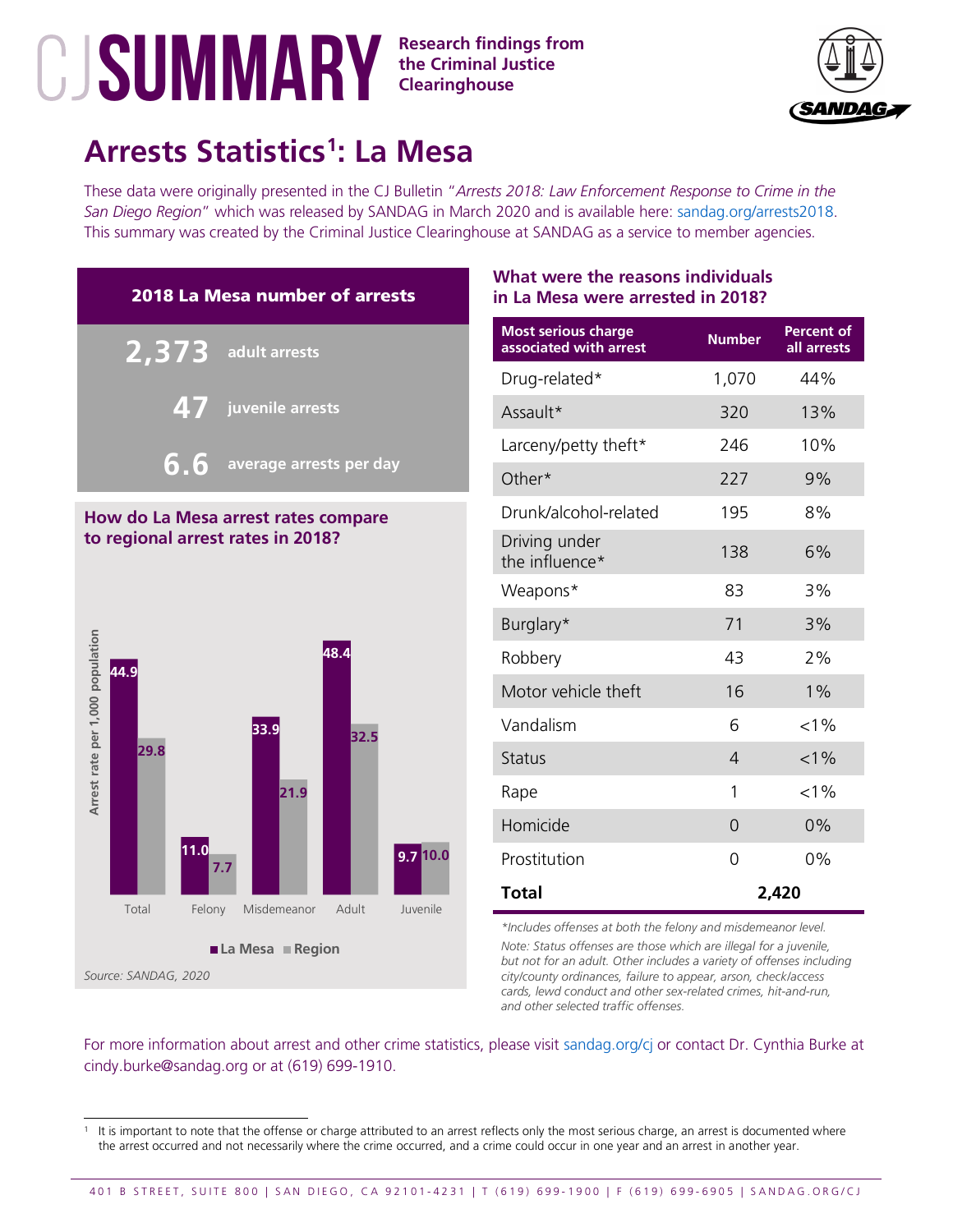# CJ SUMMARY

**Research findings from the Criminal Justice Clearinghouse**

SANDAG

## Arrests Statistics[1]: La Mesa

These data were originally presented in the CJ Bulletin "*Arrests 2018: Law Enforcement Response to Crime in the San Diego Region*" which was released by SANDAG in March 2020 and is available here: sandag.org/arrests2018. This summary was created by the Criminal Justice Clearinghouse at SANDAG as a service to member agencies.

### 2018 La Mesa number of arrests

**2,373** adult arrests

**47** juvenile arrests

**6.6** average arrests per day

### How do La Mesa arrest rates compare to regional arrest rates in 2018?

Arrest rate per 1,000 population

| | La Mesa | Region |
|---|---|---|
| Total | 44.9 | 29.8 |
| Felony | 11.0 | 7.7 |
| Misdemeanor | 33.9 | 21.9 |
| Adult | 48.4 | 32.5 |
| Juvenile | 9.7 | 10.0 |

*Source: SANDAG, 2020*

### What were the reasons individuals in La Mesa were arrested in 2018?

| Most serious charge associated with arrest | Number | Percent of all arrests |
|---|---|---|
| Drug-related* | 1,070 | 44% |
| Assault* | 320 | 13% |
| Larceny/petty theft* | 246 | 10% |
| Other* | 227 | 9% |
| Drunk/alcohol-related | 195 | 8% |
| Driving under the influence* | 138 | 6% |
| Weapons* | 83 | 3% |
| Burglary* | 71 | 3% |
| Robbery | 43 | 2% |
| Motor vehicle theft | 16 | 1% |
| Vandalism | 6 | <1% |
| Status | 4 | <1% |
| Rape | 1 | <1% |
| Homicide | 0 | 0% |
| Prostitution | 0 | 0% |
| **Total** | **2,420** | |

*\*Includes offenses at both the felony and misdemeanor level.*

*Note: Status offenses are those which are illegal for a juvenile, but not for an adult. Other includes a variety of offenses including city/county ordinances, failure to appear, arson, check/access cards, lewd conduct and other sex-related crimes, hit-and-run, and other selected traffic offenses.*

For more information about arrest and other crime statistics, please visit sandag.org/cj or contact Dr. Cynthia Burke at cindy.burke@sandag.org or at (619) 699-1910.

[1] It is important to note that the offense or charge attributed to an arrest reflects only the most serious charge, an arrest is documented where the arrest occurred and not necessarily where the crime occurred, and a crime could occur in one year and an arrest in another year.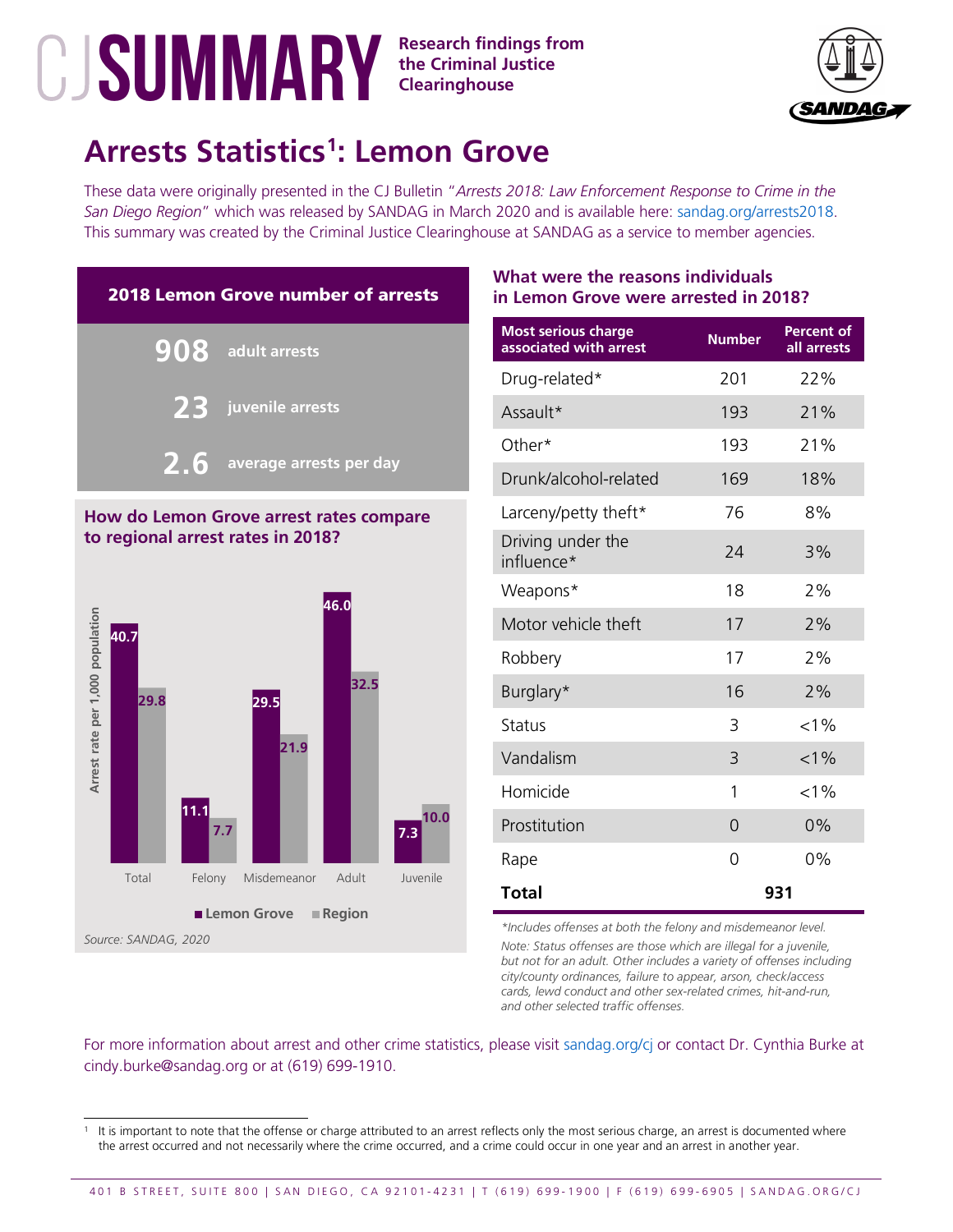# CJ SUMMARY

**Research findings from the Criminal Justice Clearinghouse**

SANDAG

## Arrests Statistics[1]: Lemon Grove

These data were originally presented in the CJ Bulletin "*Arrests 2018: Law Enforcement Response to Crime in the San Diego Region*" which was released by SANDAG in March 2020 and is available here: sandag.org/arrests2018. This summary was created by the Criminal Justice Clearinghouse at SANDAG as a service to member agencies.

### 2018 Lemon Grove number of arrests

**908** adult arrests

**23** juvenile arrests

**2.6** average arrests per day

### How do Lemon Grove arrest rates compare to regional arrest rates in 2018?

Arrest rate per 1,000 population

| | Lemon Grove | Region |
|---|---|---|
| Total | 40.7 | 29.8 |
| Felony | 11.1 | 7.7 |
| Misdemeanor | 29.5 | 21.9 |
| Adult | 46.0 | 32.5 |
| Juvenile | 7.3 | 10.0 |

*Source: SANDAG, 2020*

### What were the reasons individuals in Lemon Grove were arrested in 2018?

| Most serious charge associated with arrest | Number | Percent of all arrests |
|---|---|---|
| Drug-related* | 201 | 22% |
| Assault* | 193 | 21% |
| Other* | 193 | 21% |
| Drunk/alcohol-related | 169 | 18% |
| Larceny/petty theft* | 76 | 8% |
| Driving under the influence* | 24 | 3% |
| Weapons* | 18 | 2% |
| Motor vehicle theft | 17 | 2% |
| Robbery | 17 | 2% |
| Burglary* | 16 | 2% |
| Status | 3 | <1% |
| Vandalism | 3 | <1% |
| Homicide | 1 | <1% |
| Prostitution | 0 | 0% |
| Rape | 0 | 0% |
| **Total** | **931** | |

*\*Includes offenses at both the felony and misdemeanor level.*

*Note: Status offenses are those which are illegal for a juvenile, but not for an adult. Other includes a variety of offenses including city/county ordinances, failure to appear, arson, check/access cards, lewd conduct and other sex-related crimes, hit-and-run, and other selected traffic offenses.*

For more information about arrest and other crime statistics, please visit sandag.org/cj or contact Dr. Cynthia Burke at cindy.burke@sandag.org or at (619) 699-1910.

[1] It is important to note that the offense or charge attributed to an arrest reflects only the most serious charge, an arrest is documented where the arrest occurred and not necessarily where the crime occurred, and a crime could occur in one year and an arrest in another year.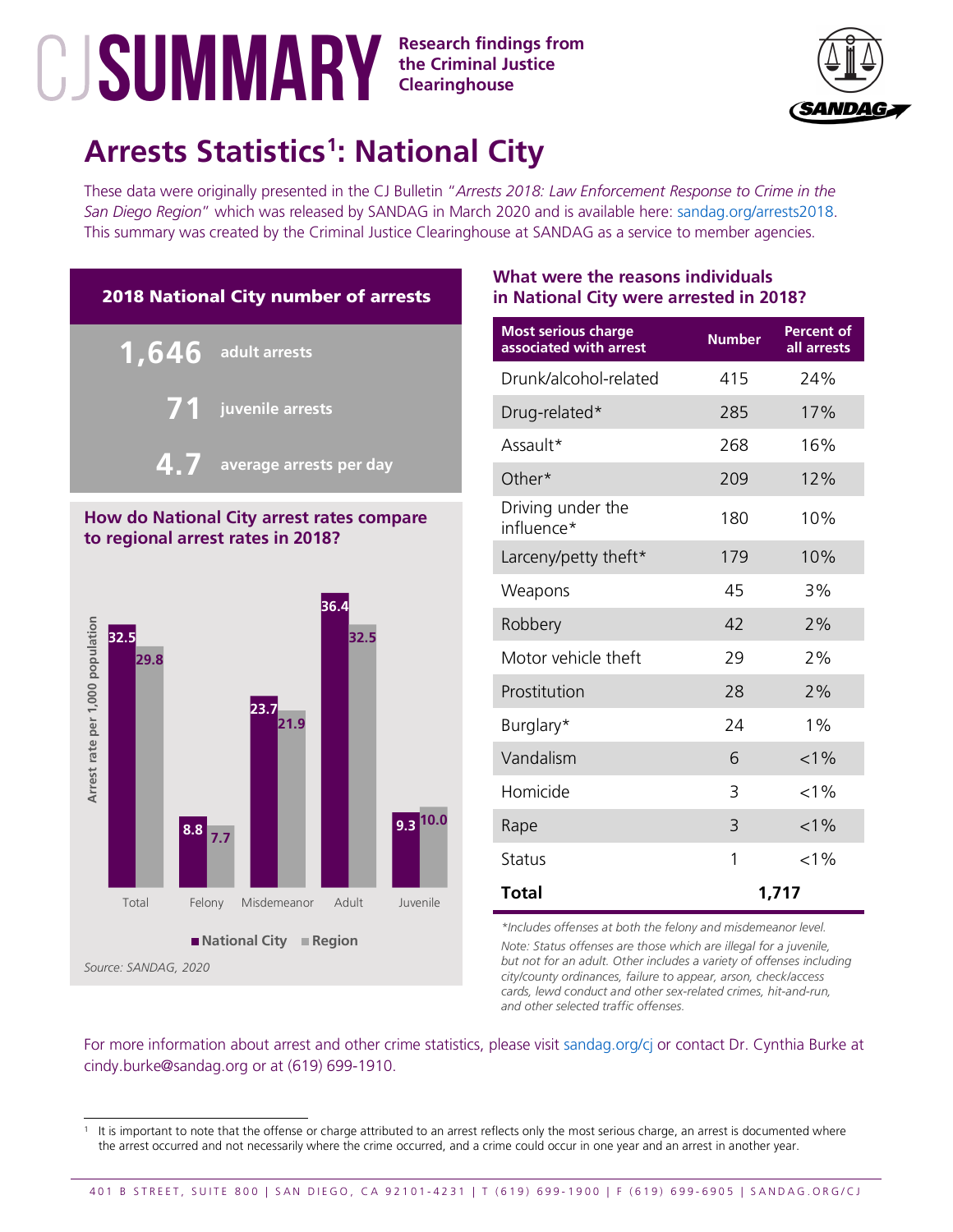# CJ SUMMARY

**Research findings from the Criminal Justice Clearinghouse**

SANDAG

## Arrests Statistics[1]: National City

These data were originally presented in the CJ Bulletin "*Arrests 2018: Law Enforcement Response to Crime in the San Diego Region*" which was released by SANDAG in March 2020 and is available here: sandag.org/arrests2018. This summary was created by the Criminal Justice Clearinghouse at SANDAG as a service to member agencies.

### 2018 National City number of arrests

**1,646** adult arrests

**71** juvenile arrests

**4.7** average arrests per day

### How do National City arrest rates compare to regional arrest rates in 2018?

Arrest rate per 1,000 population

| | National City | Region |
|---|---|---|
| Total | 32.5 | 29.8 |
| Felony | 8.8 | 7.7 |
| Misdemeanor | 23.7 | 21.9 |
| Adult | 36.4 | 32.5 |
| Juvenile | 9.3 | 10.0 |

*Source: SANDAG, 2020*

### What were the reasons individuals in National City were arrested in 2018?

| Most serious charge associated with arrest | Number | Percent of all arrests |
|---|---|---|
| Drunk/alcohol-related | 415 | 24% |
| Drug-related* | 285 | 17% |
| Assault* | 268 | 16% |
| Other* | 209 | 12% |
| Driving under the influence* | 180 | 10% |
| Larceny/petty theft* | 179 | 10% |
| Weapons | 45 | 3% |
| Robbery | 42 | 2% |
| Motor vehicle theft | 29 | 2% |
| Prostitution | 28 | 2% |
| Burglary* | 24 | 1% |
| Vandalism | 6 | <1% |
| Homicide | 3 | <1% |
| Rape | 3 | <1% |
| Status | 1 | <1% |
| **Total** | **1,717** | |

*\*Includes offenses at both the felony and misdemeanor level.*

*Note: Status offenses are those which are illegal for a juvenile, but not for an adult. Other includes a variety of offenses including city/county ordinances, failure to appear, arson, check/access cards, lewd conduct and other sex-related crimes, hit-and-run, and other selected traffic offenses.*

For more information about arrest and other crime statistics, please visit sandag.org/cj or contact Dr. Cynthia Burke at cindy.burke@sandag.org or at (619) 699-1910.

---

[1] It is important to note that the offense or charge attributed to an arrest reflects only the most serious charge, an arrest is documented where the arrest occurred and not necessarily where the crime occurred, and a crime could occur in one year and an arrest in another year.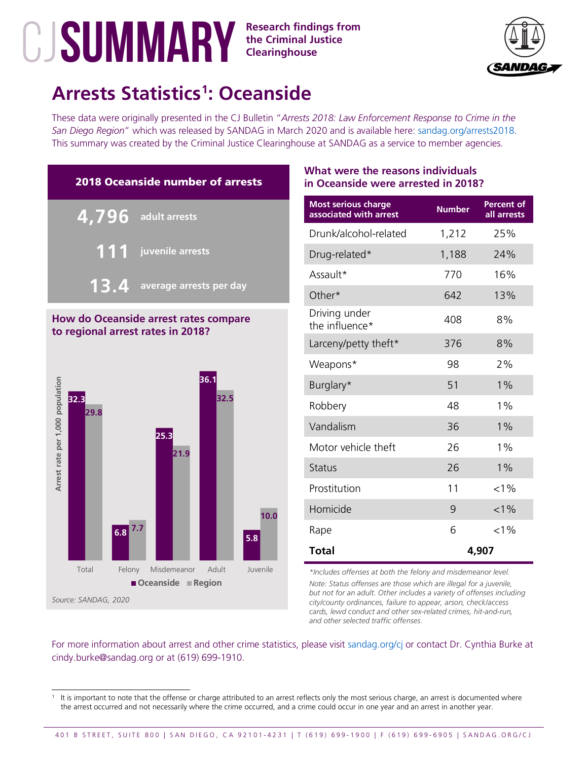# CJ SUMMARY

**Research findings from the Criminal Justice Clearinghouse**

SANDAG

## Arrests Statistics[1]: Oceanside

These data were originally presented in the CJ Bulletin "*Arrests 2018: Law Enforcement Response to Crime in the San Diego Region*" which was released by SANDAG in March 2020 and is available here: sandag.org/arrests2018. This summary was created by the Criminal Justice Clearinghouse at SANDAG as a service to member agencies.

### 2018 Oceanside number of arrests

- **4,796** adult arrests
- **111** juvenile arrests
- **13.4** average arrests per day

### How do Oceanside arrest rates compare to regional arrest rates in 2018?

Arrest rate per 1,000 population

| | Oceanside | Region |
|---|---|---|
| Total | 32.3 | 29.8 |
| Felony | 6.8 | 7.7 |
| Misdemeanor | 25.3 | 21.9 |
| Adult | 36.1 | 32.5 |
| Juvenile | 5.8 | 10.0 |

*Source: SANDAG, 2020*

### What were the reasons individuals in Oceanside were arrested in 2018?

| Most serious charge associated with arrest | Number | Percent of all arrests |
|---|---|---|
| Drunk/alcohol-related | 1,212 | 25% |
| Drug-related* | 1,188 | 24% |
| Assault* | 770 | 16% |
| Other* | 642 | 13% |
| Driving under the influence* | 408 | 8% |
| Larceny/petty theft* | 376 | 8% |
| Weapons* | 98 | 2% |
| Burglary* | 51 | 1% |
| Robbery | 48 | 1% |
| Vandalism | 36 | 1% |
| Motor vehicle theft | 26 | 1% |
| Status | 26 | 1% |
| Prostitution | 11 | <1% |
| Homicide | 9 | <1% |
| Rape | 6 | <1% |
| **Total** | **4,907** | |

*\*Includes offenses at both the felony and misdemeanor level.*

*Note: Status offenses are those which are illegal for a juvenile, but not for an adult. Other includes a variety of offenses including city/county ordinances, failure to appear, arson, check/access cards, lewd conduct and other sex-related crimes, hit-and-run, and other selected traffic offenses.*

For more information about arrest and other crime statistics, please visit sandag.org/cj or contact Dr. Cynthia Burke at cindy.burke@sandag.org or at (619) 699-1910.

[1] It is important to note that the offense or charge attributed to an arrest reflects only the most serious charge, an arrest is documented where the arrest occurred and not necessarily where the crime occurred, and a crime could occur in one year and an arrest in another year.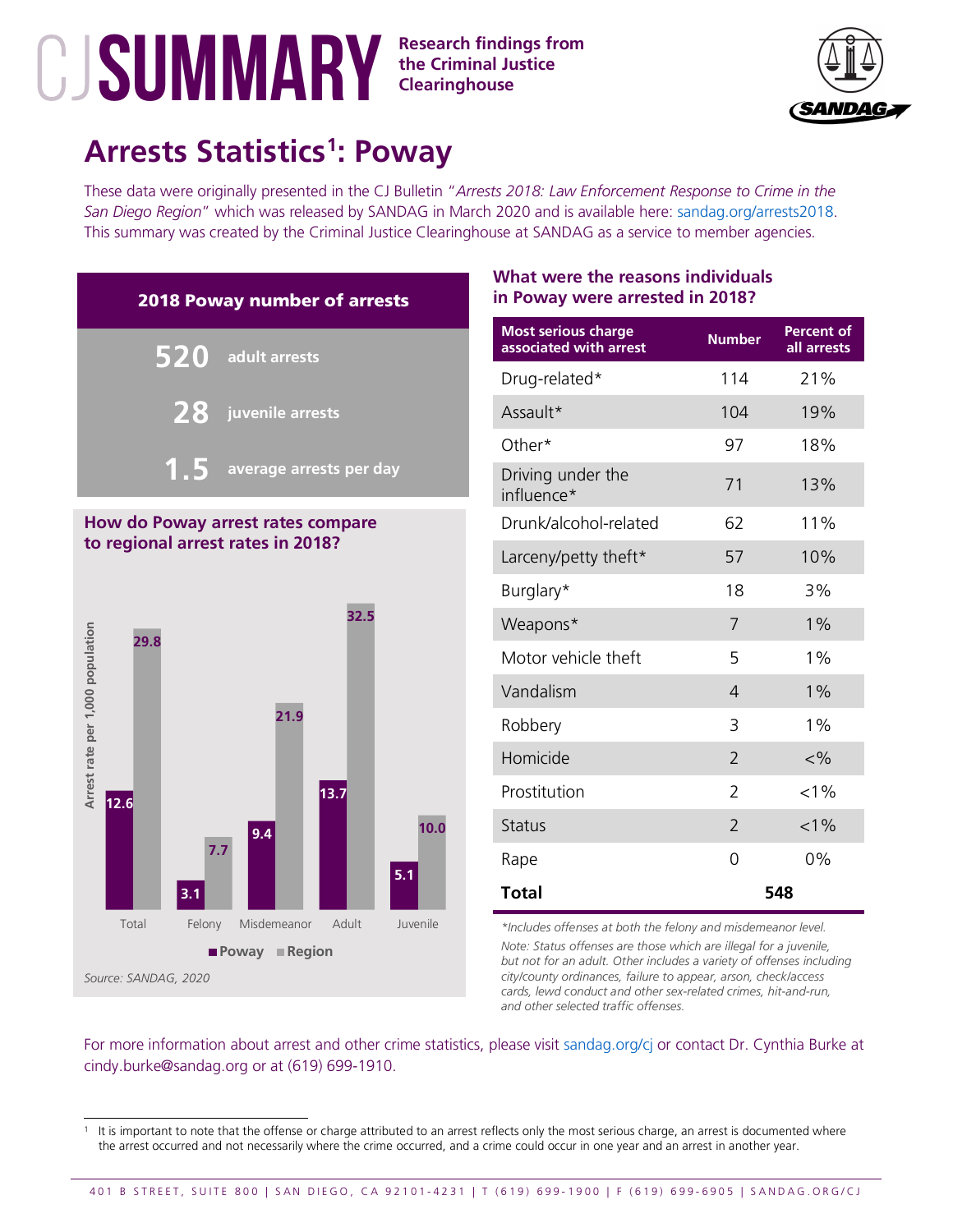# CJ SUMMARY

**Research findings from the Criminal Justice Clearinghouse**

SANDAG

## Arrests Statistics[1]: Poway

These data were originally presented in the CJ Bulletin "*Arrests 2018: Law Enforcement Response to Crime in the San Diego Region*" which was released by SANDAG in March 2020 and is available here: sandag.org/arrests2018. This summary was created by the Criminal Justice Clearinghouse at SANDAG as a service to member agencies.

### 2018 Poway number of arrests

- **520** adult arrests
- **28** juvenile arrests
- **1.5** average arrests per day

### How do Poway arrest rates compare to regional arrest rates in 2018?

Arrest rate per 1,000 population

| | Poway | Region |
|---|---|---|
| Total | 12.6 | 29.8 |
| Felony | 3.1 | 7.7 |
| Misdemeanor | 9.4 | 21.9 |
| Adult | 13.7 | 32.5 |
| Juvenile | 5.1 | 10.0 |

*Source: SANDAG, 2020*

### What were the reasons individuals in Poway were arrested in 2018?

| Most serious charge associated with arrest | Number | Percent of all arrests |
|---|---|---|
| Drug-related* | 114 | 21% |
| Assault* | 104 | 19% |
| Other* | 97 | 18% |
| Driving under the influence* | 71 | 13% |
| Drunk/alcohol-related | 62 | 11% |
| Larceny/petty theft* | 57 | 10% |
| Burglary* | 18 | 3% |
| Weapons* | 7 | 1% |
| Motor vehicle theft | 5 | 1% |
| Vandalism | 4 | 1% |
| Robbery | 3 | 1% |
| Homicide | 2 | <% |
| Prostitution | 2 | <1% |
| Status | 2 | <1% |
| Rape | 0 | 0% |
| **Total** | **548** | |

*\*Includes offenses at both the felony and misdemeanor level.*

*Note: Status offenses are those which are illegal for a juvenile, but not for an adult. Other includes a variety of offenses including city/county ordinances, failure to appear, arson, check/access cards, lewd conduct and other sex-related crimes, hit-and-run, and other selected traffic offenses.*

For more information about arrest and other crime statistics, please visit sandag.org/cj or contact Dr. Cynthia Burke at cindy.burke@sandag.org or at (619) 699-1910.

[1] It is important to note that the offense or charge attributed to an arrest reflects only the most serious charge, an arrest is documented where the arrest occurred and not necessarily where the crime occurred, and a crime could occur in one year and an arrest in another year.

401 B STREET, SUITE 800 | SAN DIEGO, CA 92101-4231 | T (619) 699-1900 | F (619) 699-6905 | SANDAG.ORG/CJ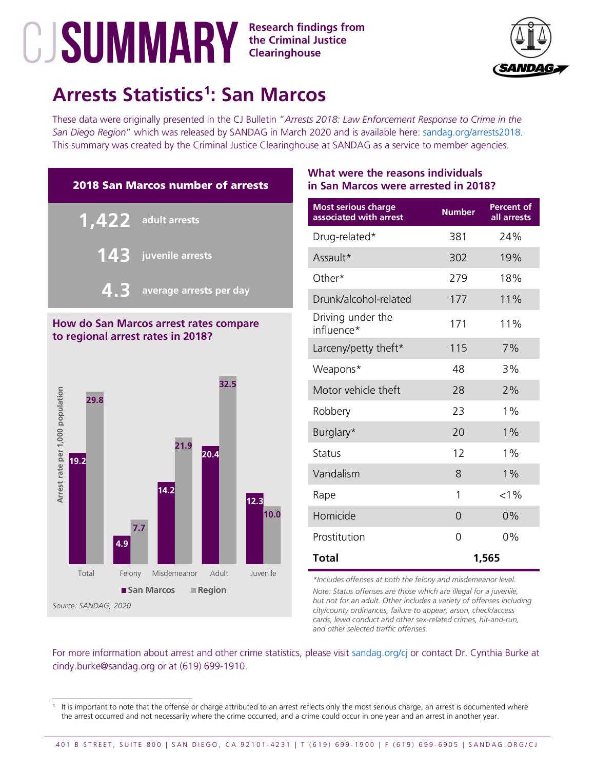# CJ SUMMARY

**Research findings from the Criminal Justice Clearinghouse**

SANDAG

## Arrests Statistics[1]: San Marcos

These data were originally presented in the CJ Bulletin "*Arrests 2018: Law Enforcement Response to Crime in the San Diego Region*" which was released by SANDAG in March 2020 and is available here: sandag.org/arrests2018. This summary was created by the Criminal Justice Clearinghouse at SANDAG as a service to member agencies.

### 2018 San Marcos number of arrests

**1,422** adult arrests

**143** juvenile arrests

**4.3** average arrests per day

### How do San Marcos arrest rates compare to regional arrest rates in 2018?

Arrest rate per 1,000 population

| | San Marcos | Region |
|---|---|---|
| Total | 19.2 | 29.8 |
| Felony | 4.9 | 7.7 |
| Misdemeanor | 14.2 | 21.9 |
| Adult | 20.4 | 32.5 |
| Juvenile | 12.3 | 10.0 |

*Source: SANDAG, 2020*

### What were the reasons individuals in San Marcos were arrested in 2018?

| Most serious charge associated with arrest | Number | Percent of all arrests |
|---|---|---|
| Drug-related* | 381 | 24% |
| Assault* | 302 | 19% |
| Other* | 279 | 18% |
| Drunk/alcohol-related | 177 | 11% |
| Driving under the influence* | 171 | 11% |
| Larceny/petty theft* | 115 | 7% |
| Weapons* | 48 | 3% |
| Motor vehicle theft | 28 | 2% |
| Robbery | 23 | 1% |
| Burglary* | 20 | 1% |
| Status | 12 | 1% |
| Vandalism | 8 | 1% |
| Rape | 1 | <1% |
| Homicide | 0 | 0% |
| Prostitution | 0 | 0% |
| **Total** | **1,565** | |

*\*Includes offenses at both the felony and misdemeanor level.*

*Note: Status offenses are those which are illegal for a juvenile, but not for an adult. Other includes a variety of offenses including city/county ordinances, failure to appear, arson, check/access cards, lewd conduct and other sex-related crimes, hit-and-run, and other selected traffic offenses.*

For more information about arrest and other crime statistics, please visit sandag.org/cj or contact Dr. Cynthia Burke at cindy.burke@sandag.org or at (619) 699-1910.

---

[1] It is important to note that the offense or charge attributed to an arrest reflects only the most serious charge, an arrest is documented where the arrest occurred and not necessarily where the crime occurred, and a crime could occur in one year and an arrest in another year.

401 B STREET, SUITE 800 | SAN DIEGO, CA 92101-4231 | T (619) 699-1900 | F (619) 699-6905 | SANDAG.ORG/CJ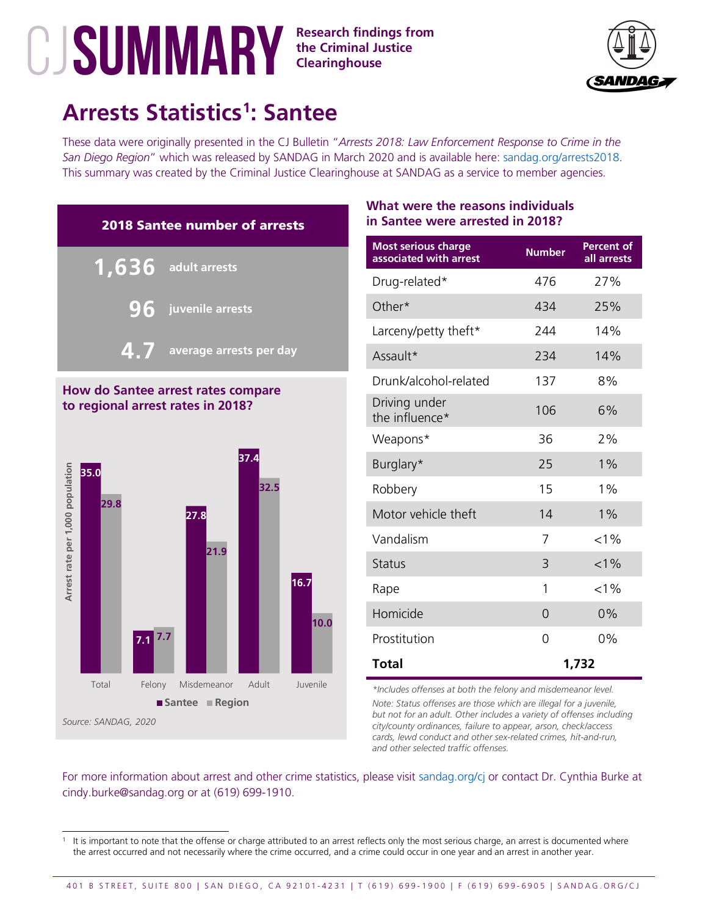# CJ SUMMARY

**Research findings from the Criminal Justice Clearinghouse**

SANDAG

## Arrests Statistics[1]: Santee

These data were originally presented in the CJ Bulletin "*Arrests 2018: Law Enforcement Response to Crime in the San Diego Region*" which was released by SANDAG in March 2020 and is available here: sandag.org/arrests2018. This summary was created by the Criminal Justice Clearinghouse at SANDAG as a service to member agencies.

### 2018 Santee number of arrests

**1,636** adult arrests

**96** juvenile arrests

**4.7** average arrests per day

### How do Santee arrest rates compare to regional arrest rates in 2018?

Arrest rate per 1,000 population

| | Santee | Region |
|---|---|---|
| Total | 35.0 | 29.8 |
| Felony | 7.1 | 7.7 |
| Misdemeanor | 27.8 | 21.9 |
| Adult | 37.4 | 32.5 |
| Juvenile | 16.7 | 10.0 |

*Source: SANDAG, 2020*

### What were the reasons individuals in Santee were arrested in 2018?

| Most serious charge associated with arrest | Number | Percent of all arrests |
|---|---|---|
| Drug-related* | 476 | 27% |
| Other* | 434 | 25% |
| Larceny/petty theft* | 244 | 14% |
| Assault* | 234 | 14% |
| Drunk/alcohol-related | 137 | 8% |
| Driving under the influence* | 106 | 6% |
| Weapons* | 36 | 2% |
| Burglary* | 25 | 1% |
| Robbery | 15 | 1% |
| Motor vehicle theft | 14 | 1% |
| Vandalism | 7 | <1% |
| Status | 3 | <1% |
| Rape | 1 | <1% |
| Homicide | 0 | 0% |
| Prostitution | 0 | 0% |
| **Total** | **1,732** | |

*\*Includes offenses at both the felony and misdemeanor level.*

*Note: Status offenses are those which are illegal for a juvenile, but not for an adult. Other includes a variety of offenses including city/county ordinances, failure to appear, arson, check/access cards, lewd conduct and other sex-related crimes, hit-and-run, and other selected traffic offenses.*

For more information about arrest and other crime statistics, please visit sandag.org/cj or contact Dr. Cynthia Burke at cindy.burke@sandag.org or at (619) 699-1910.

[1] It is important to note that the offense or charge attributed to an arrest reflects only the most serious charge, an arrest is documented where the arrest occurred and not necessarily where the crime occurred, and a crime could occur in one year and an arrest in another year.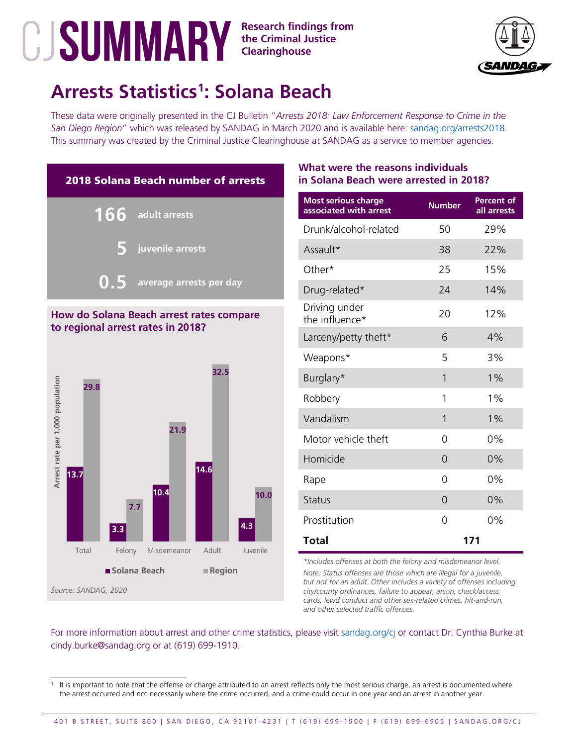# CJ SUMMARY

**Research findings from the Criminal Justice Clearinghouse**

SANDAG

## Arrests Statistics[1]: Solana Beach

These data were originally presented in the CJ Bulletin "*Arrests 2018: Law Enforcement Response to Crime in the San Diego Region*" which was released by SANDAG in March 2020 and is available here: sandag.org/arrests2018. This summary was created by the Criminal Justice Clearinghouse at SANDAG as a service to member agencies.

### 2018 Solana Beach number of arrests

**166** adult arrests

**5** juvenile arrests

**0.5** average arrests per day

### How do Solana Beach arrest rates compare to regional arrest rates in 2018?

Arrest rate per 1,000 population

| | Solana Beach | Region |
|---|---|---|
| Total | 13.7 | 29.8 |
| Felony | 3.3 | 7.7 |
| Misdemeanor | 10.4 | 21.9 |
| Adult | 14.6 | 32.5 |
| Juvenile | 4.3 | 10.0 |

*Source: SANDAG, 2020*

### What were the reasons individuals in Solana Beach were arrested in 2018?

| Most serious charge associated with arrest | Number | Percent of all arrests |
|---|---|---|
| Drunk/alcohol-related | 50 | 29% |
| Assault* | 38 | 22% |
| Other* | 25 | 15% |
| Drug-related* | 24 | 14% |
| Driving under the influence* | 20 | 12% |
| Larceny/petty theft* | 6 | 4% |
| Weapons* | 5 | 3% |
| Burglary* | 1 | 1% |
| Robbery | 1 | 1% |
| Vandalism | 1 | 1% |
| Motor vehicle theft | 0 | 0% |
| Homicide | 0 | 0% |
| Rape | 0 | 0% |
| Status | 0 | 0% |
| Prostitution | 0 | 0% |
| **Total** | **171** | |

*\*Includes offenses at both the felony and misdemeanor level.*

*Note: Status offenses are those which are illegal for a juvenile, but not for an adult. Other includes a variety of offenses including city/county ordinances, failure to appear, arson, check/access cards, lewd conduct and other sex-related crimes, hit-and-run, and other selected traffic offenses.*

For more information about arrest and other crime statistics, please visit sandag.org/cj or contact Dr. Cynthia Burke at cindy.burke@sandag.org or at (619) 699-1910.

[1] It is important to note that the offense or charge attributed to an arrest reflects only the most serious charge, an arrest is documented where the arrest occurred and not necessarily where the crime occurred, and a crime could occur in one year and an arrest in another year.

401 B STREET, SUITE 800 | SAN DIEGO, CA 92101-4231 | T (619) 699-1900 | F (619) 699-6905 | SANDAG.ORG/CJ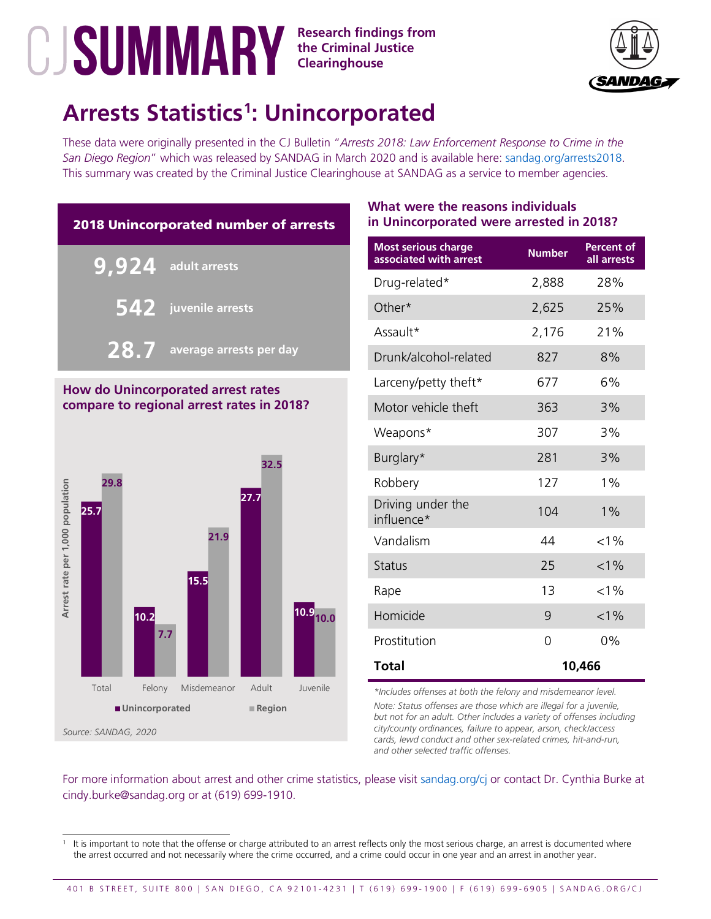# CJ SUMMARY

Research findings from the Criminal Justice Clearinghouse

## Arrests Statistics[1]: Unincorporated

These data were originally presented in the CJ Bulletin "*Arrests 2018: Law Enforcement Response to Crime in the San Diego Region*" which was released by SANDAG in March 2020 and is available here: sandag.org/arrests2018. This summary was created by the Criminal Justice Clearinghouse at SANDAG as a service to member agencies.

### 2018 Unincorporated number of arrests

- **9,924** adult arrests
- **542** juvenile arrests
- **28.7** average arrests per day

### How do Unincorporated arrest rates compare to regional arrest rates in 2018?

Arrest rate per 1,000 population

| | Unincorporated | Region |
|---|---|---|
| Total | 25.7 | 29.8 |
| Felony | 10.2 | 7.7 |
| Misdemeanor | 15.5 | 21.9 |
| Adult | 27.7 | 32.5 |
| Juvenile | 10.9 | 10.0 |

*Source: SANDAG, 2020*

### What were the reasons individuals in Unincorporated were arrested in 2018?

| Most serious charge associated with arrest | Number | Percent of all arrests |
|---|---|---|
| Drug-related* | 2,888 | 28% |
| Other* | 2,625 | 25% |
| Assault* | 2,176 | 21% |
| Drunk/alcohol-related | 827 | 8% |
| Larceny/petty theft* | 677 | 6% |
| Motor vehicle theft | 363 | 3% |
| Weapons* | 307 | 3% |
| Burglary* | 281 | 3% |
| Robbery | 127 | 1% |
| Driving under the influence* | 104 | 1% |
| Vandalism | 44 | <1% |
| Status | 25 | <1% |
| Rape | 13 | <1% |
| Homicide | 9 | <1% |
| Prostitution | 0 | 0% |
| **Total** | **10,466** | |

*\*Includes offenses at both the felony and misdemeanor level.*

*Note: Status offenses are those which are illegal for a juvenile, but not for an adult. Other includes a variety of offenses including city/county ordinances, failure to appear, arson, check/access cards, lewd conduct and other sex-related crimes, hit-and-run, and other selected traffic offenses.*

For more information about arrest and other crime statistics, please visit sandag.org/cj or contact Dr. Cynthia Burke at cindy.burke@sandag.org or at (619) 699-1910.

[1] It is important to note that the offense or charge attributed to an arrest reflects only the most serious charge, an arrest is documented where the arrest occurred and not necessarily where the crime occurred, and a crime could occur in one year and an arrest in another year.

401 B STREET, SUITE 800 | SAN DIEGO, CA 92101-4231 | T (619) 699-1900 | F (619) 699-6905 | SANDAG.ORG/CJ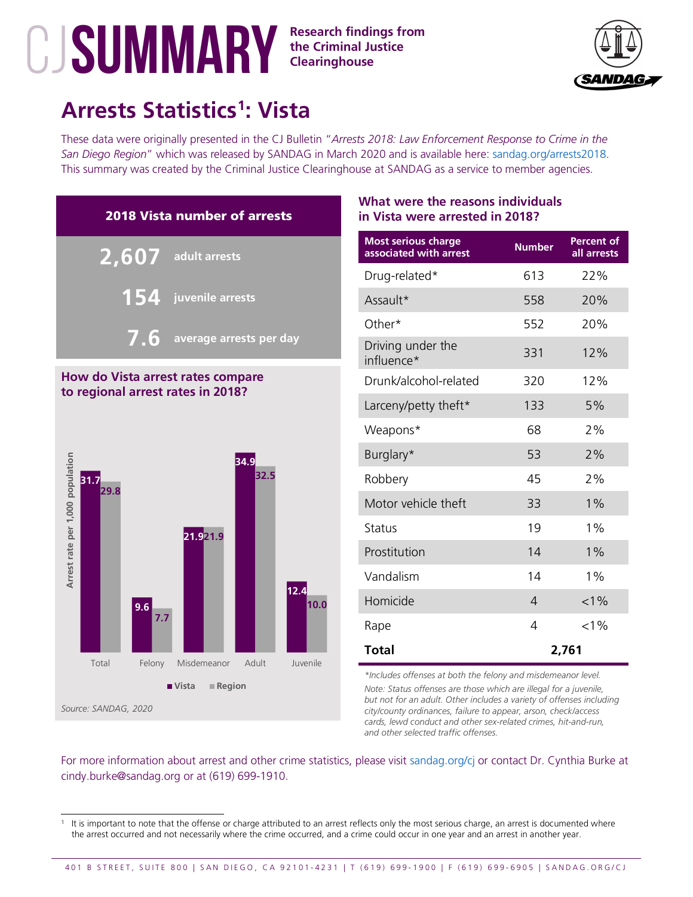# CJ SUMMARY

**Research findings from the Criminal Justice Clearinghouse**

SANDAG

## Arrests Statistics[1]: Vista

These data were originally presented in the CJ Bulletin "*Arrests 2018: Law Enforcement Response to Crime in the San Diego Region*" which was released by SANDAG in March 2020 and is available here: sandag.org/arrests2018. This summary was created by the Criminal Justice Clearinghouse at SANDAG as a service to member agencies.

### 2018 Vista number of arrests

**2,607** adult arrests

**154** juvenile arrests

**7.6** average arrests per day

### How do Vista arrest rates compare to regional arrest rates in 2018?

Arrest rate per 1,000 population

Total: 31.7 29.8
Felony: 9.6 7.7
Misdemeanor: 21.9 21.9
Adult: 34.9 32.5
Juvenile: 12.4 10.0

Vista | Region

*Source: SANDAG, 2020*

### What were the reasons individuals in Vista were arrested in 2018?

| Most serious charge associated with arrest | Number | Percent of all arrests |
|---|---|---|
| Drug-related* | 613 | 22% |
| Assault* | 558 | 20% |
| Other* | 552 | 20% |
| Driving under the influence* | 331 | 12% |
| Drunk/alcohol-related | 320 | 12% |
| Larceny/petty theft* | 133 | 5% |
| Weapons* | 68 | 2% |
| Burglary* | 53 | 2% |
| Robbery | 45 | 2% |
| Motor vehicle theft | 33 | 1% |
| Status | 19 | 1% |
| Prostitution | 14 | 1% |
| Vandalism | 14 | 1% |
| Homicide | 4 | <1% |
| Rape | 4 | <1% |
| **Total** | **2,761** | |

*\*Includes offenses at both the felony and misdemeanor level.*

*Note: Status offenses are those which are illegal for a juvenile, but not for an adult. Other includes a variety of offenses including city/county ordinances, failure to appear, arson, check/access cards, lewd conduct and other sex-related crimes, hit-and-run, and other selected traffic offenses.*

For more information about arrest and other crime statistics, please visit sandag.org/cj or contact Dr. Cynthia Burke at cindy.burke@sandag.org or at (619) 699-1910.

[1] It is important to note that the offense or charge attributed to an arrest reflects only the most serious charge, an arrest is documented where the arrest occurred and not necessarily where the crime occurred, and a crime could occur in one year and an arrest in another year.

401 B STREET, SUITE 800 | SAN DIEGO, CA 92101-4231 | T (619) 699-1900 | F (619) 699-6905 | SANDAG.ORG/CJ